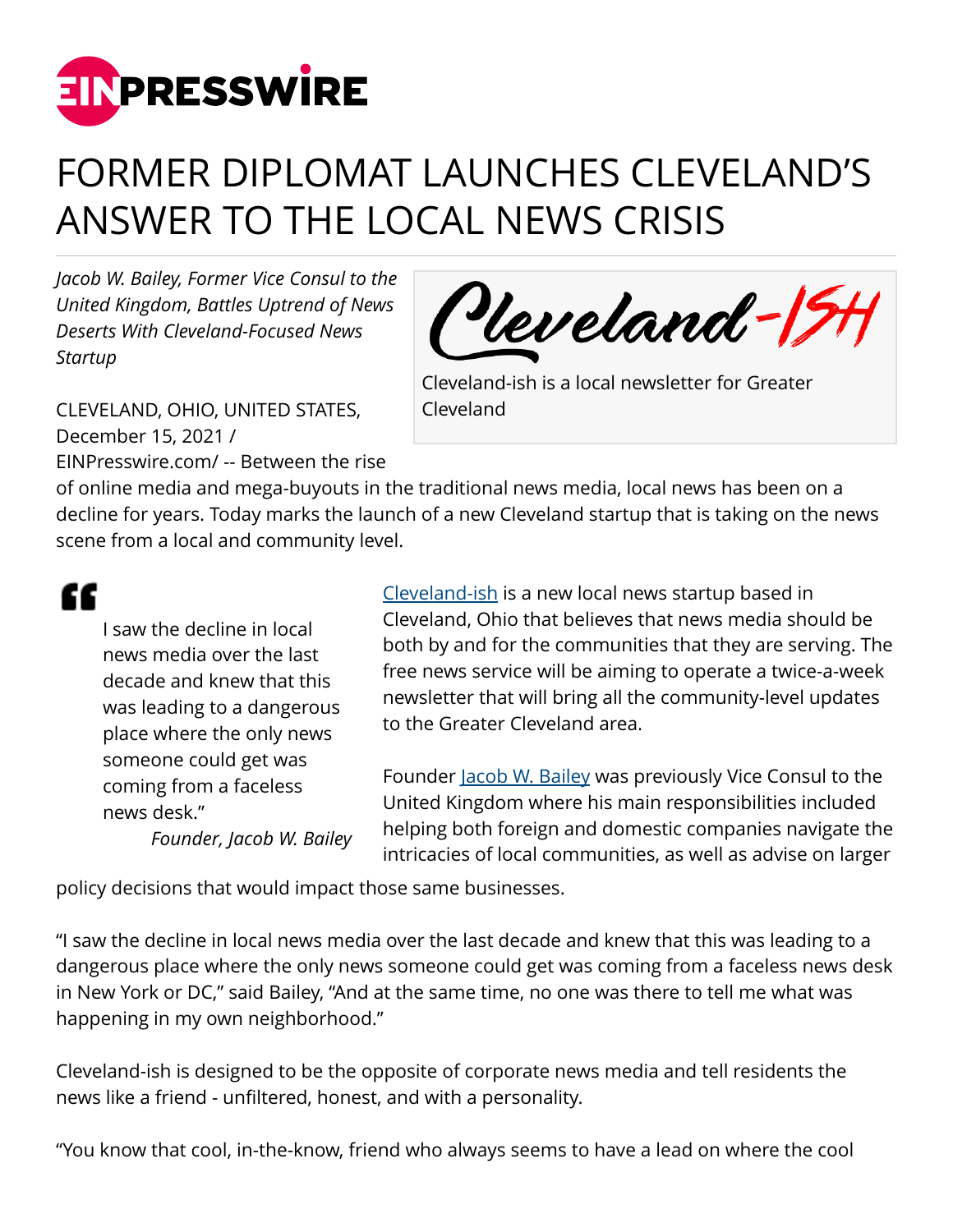# FORMER DIPLOMAT LAUNCHES CLEVELAND'S ANSWER TO THE LOCAL NEWS CRISIS

*Jacob W. Bailey, Former Vice Consul to the United Kingdom, Battles Uptrend of News Deserts With Cleveland-Focused News Startup*

Cleveland-ish is a local newsletter for Greater Cleveland

CLEVELAND, OHIO, UNITED STATES, December 15, 2021 / EINPresswire.com/ -- Between the rise of online media and mega-buyouts in the traditional news media, local news has been on a decline for years. Today marks the launch of a new Cleveland startup that is taking on the news scene from a local and community level.

> I saw the decline in local news media over the last decade and knew that this was leading to a dangerous place where the only news someone could get was coming from a faceless news desk."
>
> *Founder, Jacob W. Bailey*

Cleveland-ish is a new local news startup based in Cleveland, Ohio that believes that news media should be both by and for the communities that they are serving. The free news service will be aiming to operate a twice-a-week newsletter that will bring all the community-level updates to the Greater Cleveland area.

Founder Jacob W. Bailey was previously Vice Consul to the United Kingdom where his main responsibilities included helping both foreign and domestic companies navigate the intricacies of local communities, as well as advise on larger policy decisions that would impact those same businesses.

"I saw the decline in local news media over the last decade and knew that this was leading to a dangerous place where the only news someone could get was coming from a faceless news desk in New York or DC," said Bailey, "And at the same time, no one was there to tell me what was happening in my own neighborhood."

Cleveland-ish is designed to be the opposite of corporate news media and tell residents the news like a friend - unfiltered, honest, and with a personality.

"You know that cool, in-the-know, friend who always seems to have a lead on where the cool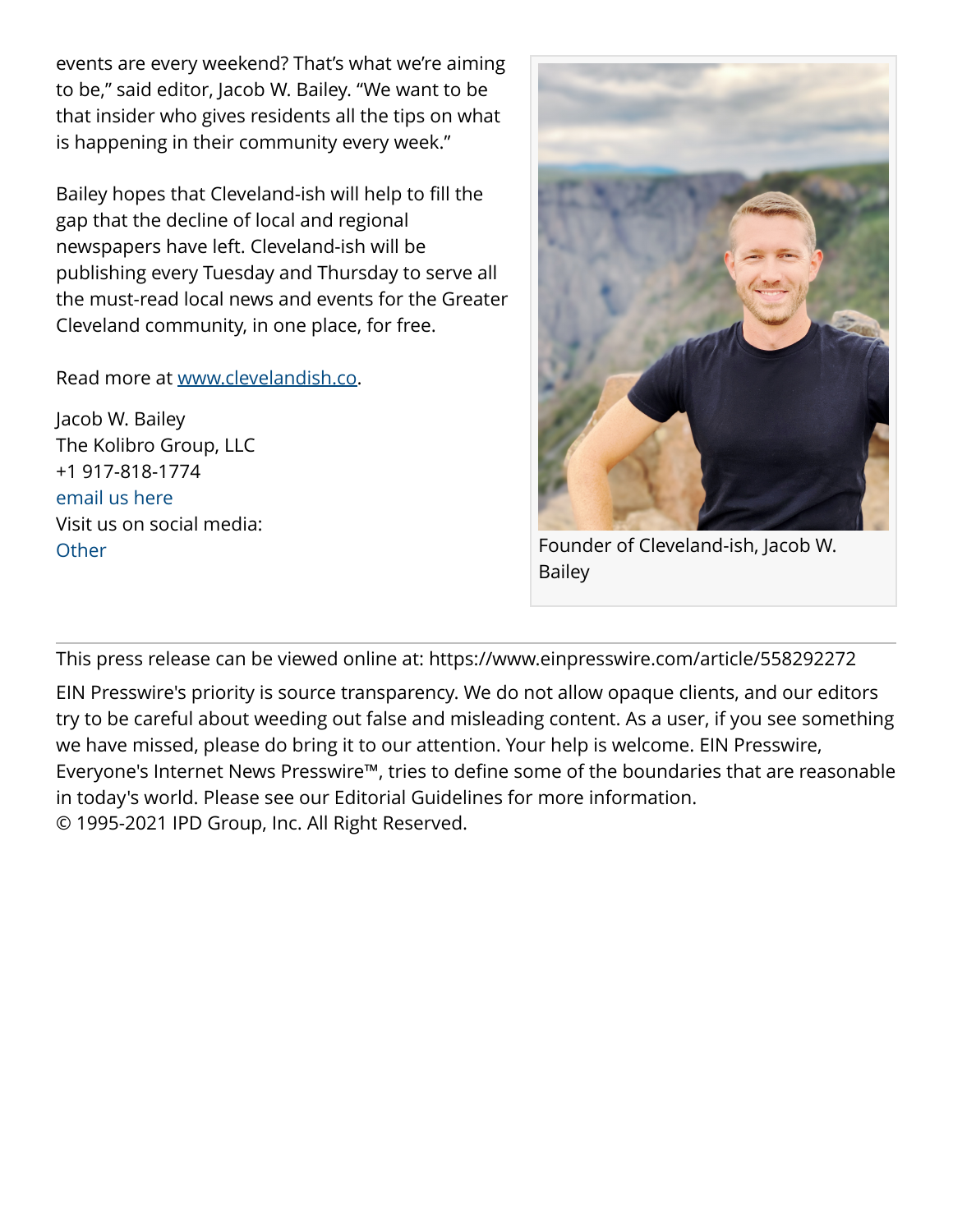events are every weekend? That's what we're aiming to be," said editor, Jacob W. Bailey. "We want to be that insider who gives residents all the tips on what is happening in their community every week."

Bailey hopes that Cleveland-ish will help to fill the gap that the decline of local and regional newspapers have left. Cleveland-ish will be publishing every Tuesday and Thursday to serve all the must-read local news and events for the Greater Cleveland community, in one place, for free.

Read more at [www.clevelandish.co](www.clevelandish.co).

Jacob W. Bailey
The Kolibro Group, LLC
+1 917-818-1774
email us here
Visit us on social media:
Other

Founder of Cleveland-ish, Jacob W. Bailey

---

This press release can be viewed online at: https://www.einpresswire.com/article/558292272

EIN Presswire's priority is source transparency. We do not allow opaque clients, and our editors try to be careful about weeding out false and misleading content. As a user, if you see something we have missed, please do bring it to our attention. Your help is welcome. EIN Presswire, Everyone's Internet News Presswire™, tries to define some of the boundaries that are reasonable in today's world. Please see our Editorial Guidelines for more information.
© 1995-2021 IPD Group, Inc. All Right Reserved.